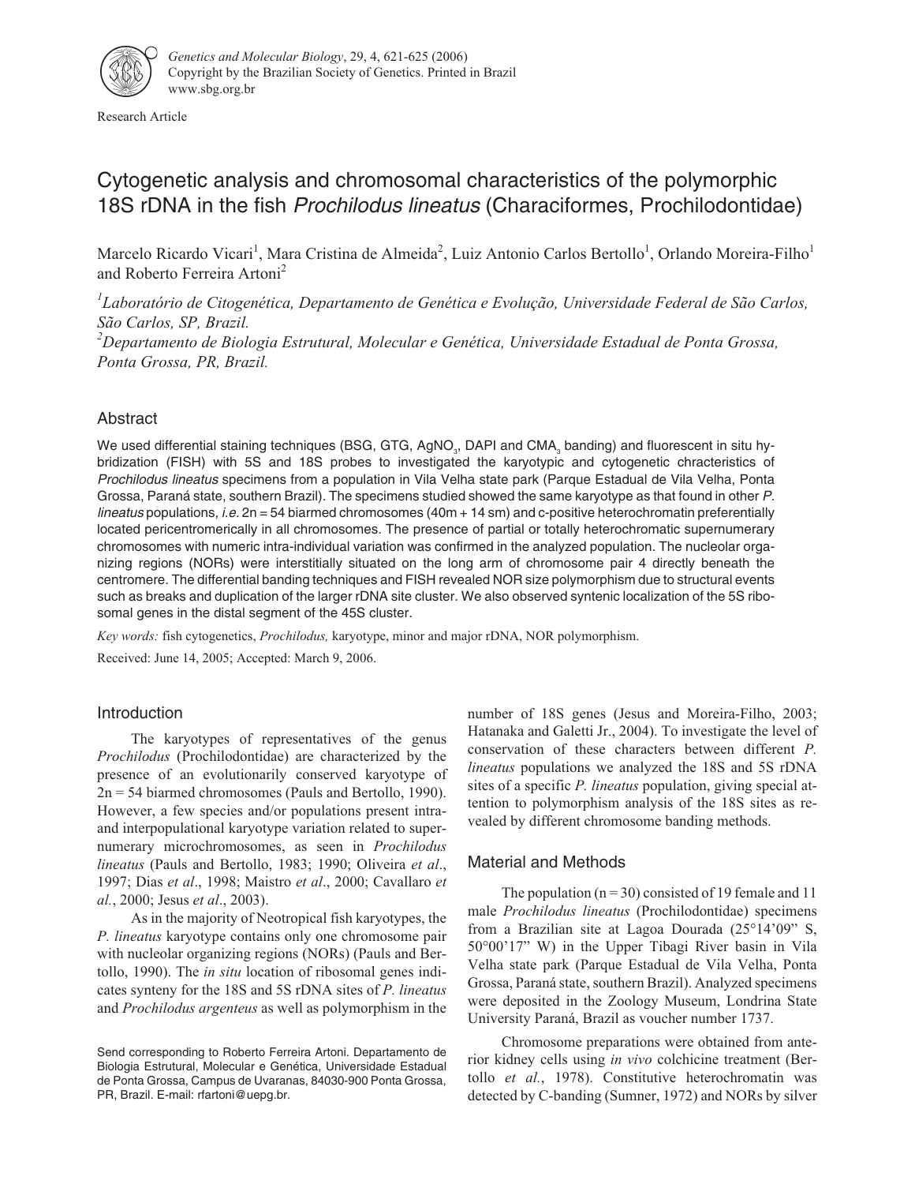Research Article

# Cytogenetic analysis and chromosomal characteristics of the polymorphic 18S rDNA in the fish *Prochilodus lineatus* (Characiformes, Prochilodontidae)

Marcelo Ricardo Vicari[1], Mara Cristina de Almeida[2], Luiz Antonio Carlos Bertollo[1], Orlando Moreira-Filho[1] and Roberto Ferreira Artoni[2]

[1]*Laboratório de Citogenética, Departamento de Genética e Evolução, Universidade Federal de São Carlos, São Carlos, SP, Brazil.*

[2]*Departamento de Biologia Estrutural, Molecular e Genética, Universidade Estadual de Ponta Grossa, Ponta Grossa, PR, Brazil.*

## Abstract

We used differential staining techniques (BSG, GTG, $AgNO_3$, DAPI and $CMA_3$ banding) and fluorescent in situ hybridization (FISH) with 5S and 18S probes to investigated the karyotypic and cytogenetic chracteristics of *Prochilodus lineatus* specimens from a population in Vila Velha state park (Parque Estadual de Vila Velha, Ponta Grossa, Paraná state, southern Brazil). The specimens studied showed the same karyotype as that found in other *P. lineatus* populations, *i.e.* 2n = 54 biarmed chromosomes (40m + 14 sm) and c-positive heterochromatin preferentially located pericentromerically in all chromosomes. The presence of partial or totally heterochromatic supernumerary chromosomes with numeric intra-individual variation was confirmed in the analyzed population. The nucleolar organizing regions (NORs) were interstitially situated on the long arm of chromosome pair 4 directly beneath the centromere. The differential banding techniques and FISH revealed NOR size polymorphism due to structural events such as breaks and duplication of the larger rDNA site cluster. We also observed syntenic localization of the 5S ribosomal genes in the distal segment of the 45S cluster.

*Key words:* fish cytogenetics, *Prochilodus,* karyotype, minor and major rDNA, NOR polymorphism.

Received: June 14, 2005; Accepted: March 9, 2006.

## Introduction

The karyotypes of representatives of the genus *Prochilodus* (Prochilodontidae) are characterized by the presence of an evolutionarily conserved karyotype of 2n = 54 biarmed chromosomes (Pauls and Bertollo, 1990). However, a few species and/or populations present intra- and interpopulational karyotype variation related to supernumerary microchromosomes, as seen in *Prochilodus lineatus* (Pauls and Bertollo, 1983; 1990; Oliveira *et al*., 1997; Dias *et al*., 1998; Maistro *et al*., 2000; Cavallaro *et al.*, 2000; Jesus *et al*., 2003).

As in the majority of Neotropical fish karyotypes, the *P. lineatus* karyotype contains only one chromosome pair with nucleolar organizing regions (NORs) (Pauls and Bertollo, 1990). The *in situ* location of ribosomal genes indicates synteny for the 18S and 5S rDNA sites of *P. lineatus* and *Prochilodus argenteus* as well as polymorphism in the number of 18S genes (Jesus and Moreira-Filho, 2003; Hatanaka and Galetti Jr., 2004). To investigate the level of conservation of these characters between different *P. lineatus* populations we analyzed the 18S and 5S rDNA sites of a specific *P. lineatus* population, giving special attention to polymorphism analysis of the 18S sites as revealed by different chromosome banding methods.

## Material and Methods

The population (n = 30) consisted of 19 female and 11 male *Prochilodus lineatus* (Prochilodontidae) specimens from a Brazilian site at Lagoa Dourada (25°14'09" S, 50°00'17" W) in the Upper Tibagi River basin in Vila Velha state park (Parque Estadual de Vila Velha, Ponta Grossa, Paraná state, southern Brazil). Analyzed specimens were deposited in the Zoology Museum, Londrina State University Paraná, Brazil as voucher number 1737.

Chromosome preparations were obtained from anterior kidney cells using *in vivo* colchicine treatment (Bertollo *et al.*, 1978). Constitutive heterochromatin was detected by C-banding (Sumner, 1972) and NORs by silver

Send corresponding to Roberto Ferreira Artoni. Departamento de Biologia Estrutural, Molecular e Genética, Universidade Estadual de Ponta Grossa, Campus de Uvaranas, 84030-900 Ponta Grossa, PR, Brazil. E-mail: rfartoni@uepg.br.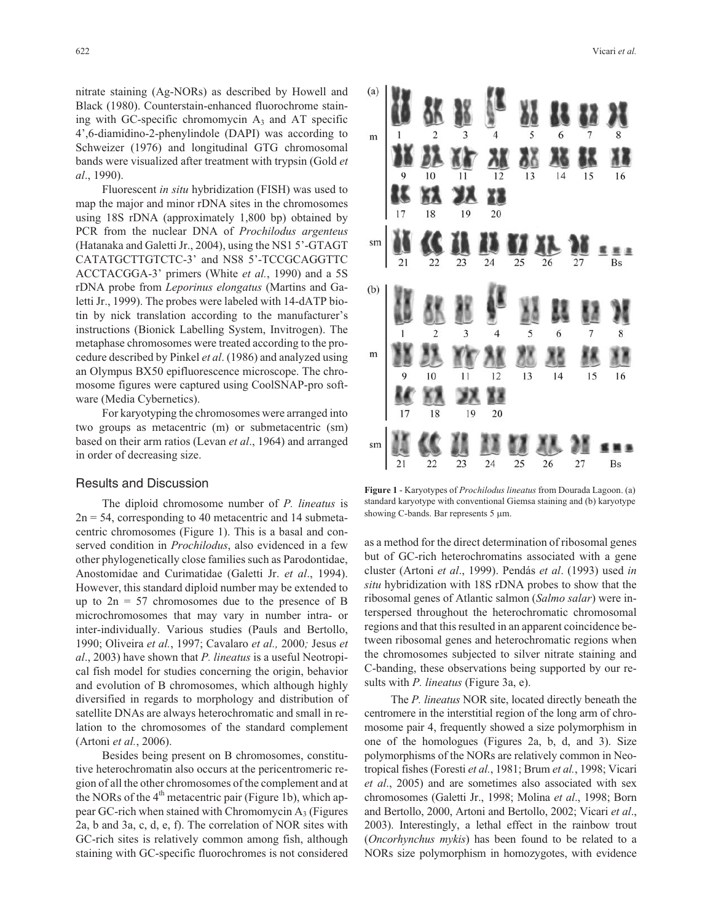nitrate staining (Ag-NORs) as described by Howell and Black (1980). Counterstain-enhanced fluorochrome staining with GC-specific chromomycin $A_3$ and AT specific 4',6-diamidino-2-phenylindole (DAPI) was according to Schweizer (1976) and longitudinal GTG chromosomal bands were visualized after treatment with trypsin (Gold *et al*., 1990).

Fluorescent *in situ* hybridization (FISH) was used to map the major and minor rDNA sites in the chromosomes using 18S rDNA (approximately 1,800 bp) obtained by PCR from the nuclear DNA of *Prochilodus argenteus* (Hatanaka and Galetti Jr., 2004), using the NS1 5'-GTAGT CATATGCTTGTCTC-3' and NS8 5'-TCCGCAGGTTC ACCTACGGA-3' primers (White *et al*., 1990) and a 5S rDNA probe from *Leporinus elongatus* (Martins and Galetti Jr., 1999). The probes were labeled with 14-dATP biotin by nick translation according to the manufacturer's instructions (Bionick Labelling System, Invitrogen). The metaphase chromosomes were treated according to the procedure described by Pinkel *et al*. (1986) and analyzed using an Olympus BX50 epifluorescence microscope. The chromosome figures were captured using CoolSNAP-pro software (Media Cybernetics).

For karyotyping the chromosomes were arranged into two groups as metacentric (m) or submetacentric (sm) based on their arm ratios (Levan *et al*., 1964) and arranged in order of decreasing size.

## Results and Discussion

The diploid chromosome number of *P. lineatus* is 2n = 54, corresponding to 40 metacentric and 14 submetacentric chromosomes (Figure 1). This is a basal and conserved condition in *Prochilodus*, also evidenced in a few other phylogenetically close families such as Parodontidae, Anostomidae and Curimatidae (Galetti Jr. *et al*., 1994). However, this standard diploid number may be extended to up to 2n = 57 chromosomes due to the presence of B microchromosomes that may vary in number intra- or inter-individually. Various studies (Pauls and Bertollo, 1990; Oliveira *et al.*, 1997; Cavalaro *et al.,* 2000; Jesus *et al*., 2003) have shown that *P. lineatus* is a useful Neotropical fish model for studies concerning the origin, behavior and evolution of B chromosomes, which although highly diversified in regards to morphology and distribution of satellite DNAs are always heterochromatic and small in relation to the chromosomes of the standard complement (Artoni *et al.*, 2006).

Besides being present on B chromosomes, constitutive heterochromatin also occurs at the pericentromeric region of all the other chromosomes of the complement and at the NORs of the 4th metacentric pair (Figure 1b), which appear GC-rich when stained with Chromomycin $A_3$ (Figures 2a, b and 3a, c, d, e, f). The correlation of NOR sites with GC-rich sites is relatively common among fish, although staining with GC-specific fluorochromes is not considered as a method for the direct determination of ribosomal genes but of GC-rich heterochromatins associated with a gene cluster (Artoni *et al*., 1999). Pendás *et al*. (1993) used *in situ* hybridization with 18S rDNA probes to show that the ribosomal genes of Atlantic salmon (*Salmo salar*) were interspersed throughout the heterochromatic chromosomal regions and that this resulted in an apparent coincidence between ribosomal genes and heterochromatic regions when the chromosomes subjected to silver nitrate staining and C-banding, these observations being supported by our results with *P. lineatus* (Figure 3a, e).

The *P. lineatus* NOR site, located directly beneath the centromere in the interstitial region of the long arm of chromosome pair 4, frequently showed a size polymorphism in one of the homologues (Figures 2a, b, d, and 3). Size polymorphisms of the NORs are relatively common in Neotropical fishes (Foresti *et al.*, 1981; Brum *et al.*, 1998; Vicari *et al*., 2005) and are sometimes also associated with sex chromosomes (Galetti Jr., 1998; Molina *et al*., 1998; Born and Bertollo, 2000, Artoni and Bertollo, 2002; Vicari *et al*., 2003). Interestingly, a lethal effect in the rainbow trout (*Oncorhynchus mykis*) has been found to be related to a NORs size polymorphism in homozygotes, with evidence

**Figure 1** - Karyotypes of *Prochilodus lineatus* from Dourada Lagoon. (a) standard karyotype with conventional Giemsa staining and (b) karyotype showing C-bands. Bar represents 5 μm.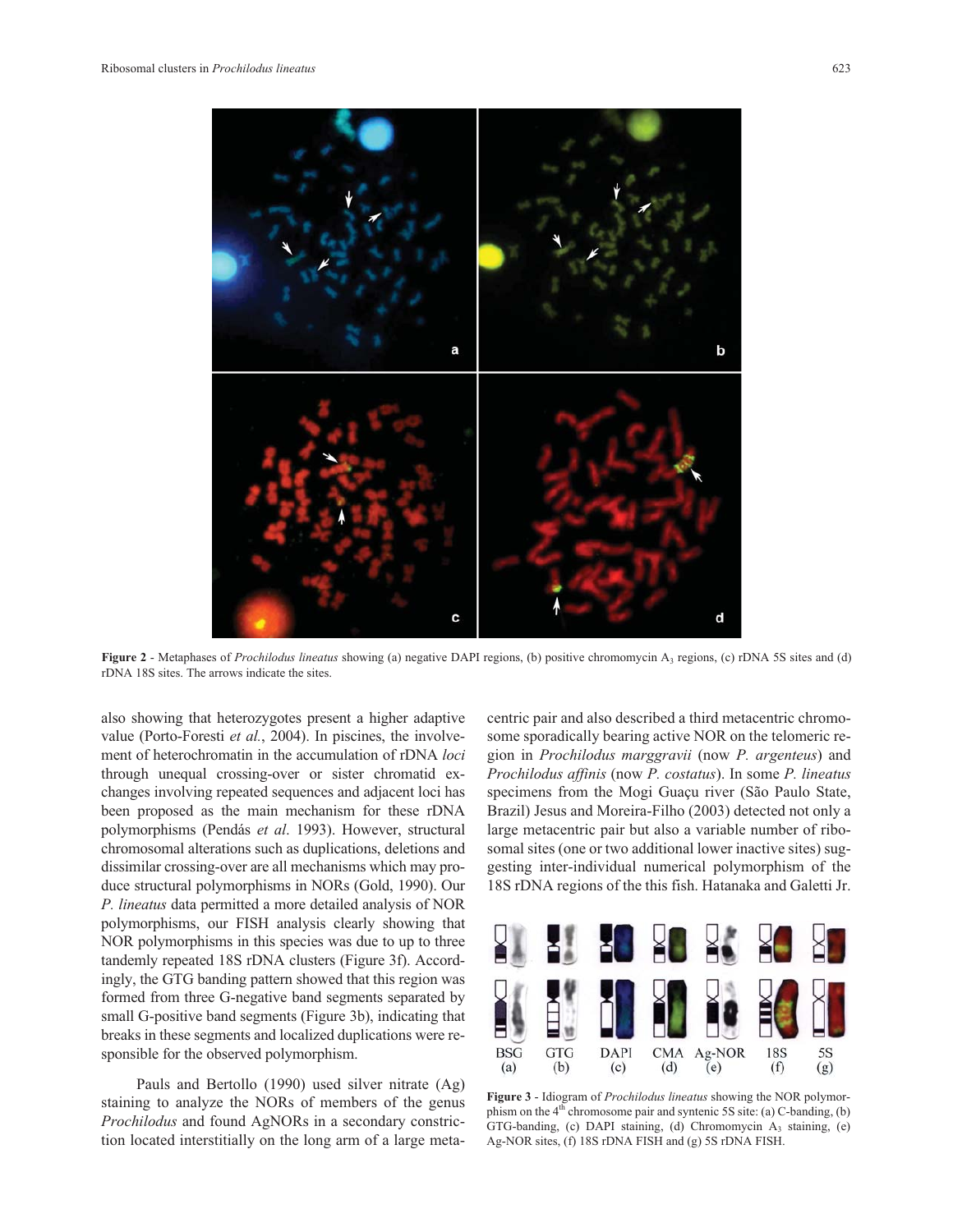Figure 2 - Metaphases of *Prochilodus lineatus* showing (a) negative DAPI regions, (b) positive chromomycin $A_3$ regions, (c) rDNA 5S sites and (d) rDNA 18S sites. The arrows indicate the sites.

also showing that heterozygotes present a higher adaptive value (Porto-Foresti *et al.*, 2004). In piscines, the involvement of heterochromatin in the accumulation of rDNA *loci* through unequal crossing-over or sister chromatid exchanges involving repeated sequences and adjacent loci has been proposed as the main mechanism for these rDNA polymorphisms (Pendás *et al*. 1993). However, structural chromosomal alterations such as duplications, deletions and dissimilar crossing-over are all mechanisms which may produce structural polymorphisms in NORs (Gold, 1990). Our *P. lineatus* data permitted a more detailed analysis of NOR polymorphisms, our FISH analysis clearly showing that NOR polymorphisms in this species was due to up to three tandemly repeated 18S rDNA clusters (Figure 3f). Accordingly, the GTG banding pattern showed that this region was formed from three G-negative band segments separated by small G-positive band segments (Figure 3b), indicating that breaks in these segments and localized duplications were responsible for the observed polymorphism.

Pauls and Bertollo (1990) used silver nitrate (Ag) staining to analyze the NORs of members of the genus *Prochilodus* and found AgNORs in a secondary constriction located interstitially on the long arm of a large metacentric pair and also described a third metacentric chromosome sporadically bearing active NOR on the telomeric region in *Prochilodus marggravii* (now *P. argenteus*) and *Prochilodus affinis* (now *P. costatus*). In some *P. lineatus* specimens from the Mogi Guaçu river (São Paulo State, Brazil) Jesus and Moreira-Filho (2003) detected not only a large metacentric pair but also a variable number of ribosomal sites (one or two additional lower inactive sites) suggesting inter-individual numerical polymorphism of the 18S rDNA regions of the this fish. Hatanaka and Galetti Jr.

Figure 3 - Idiogram of *Prochilodus lineatus* showing the NOR polymorphism on the 4th chromosome pair and syntenic 5S site: (a) C-banding, (b) GTG-banding, (c) DAPI staining, (d) Chromomycin $A_3$ staining, (e) Ag-NOR sites, (f) 18S rDNA FISH and (g) 5S rDNA FISH.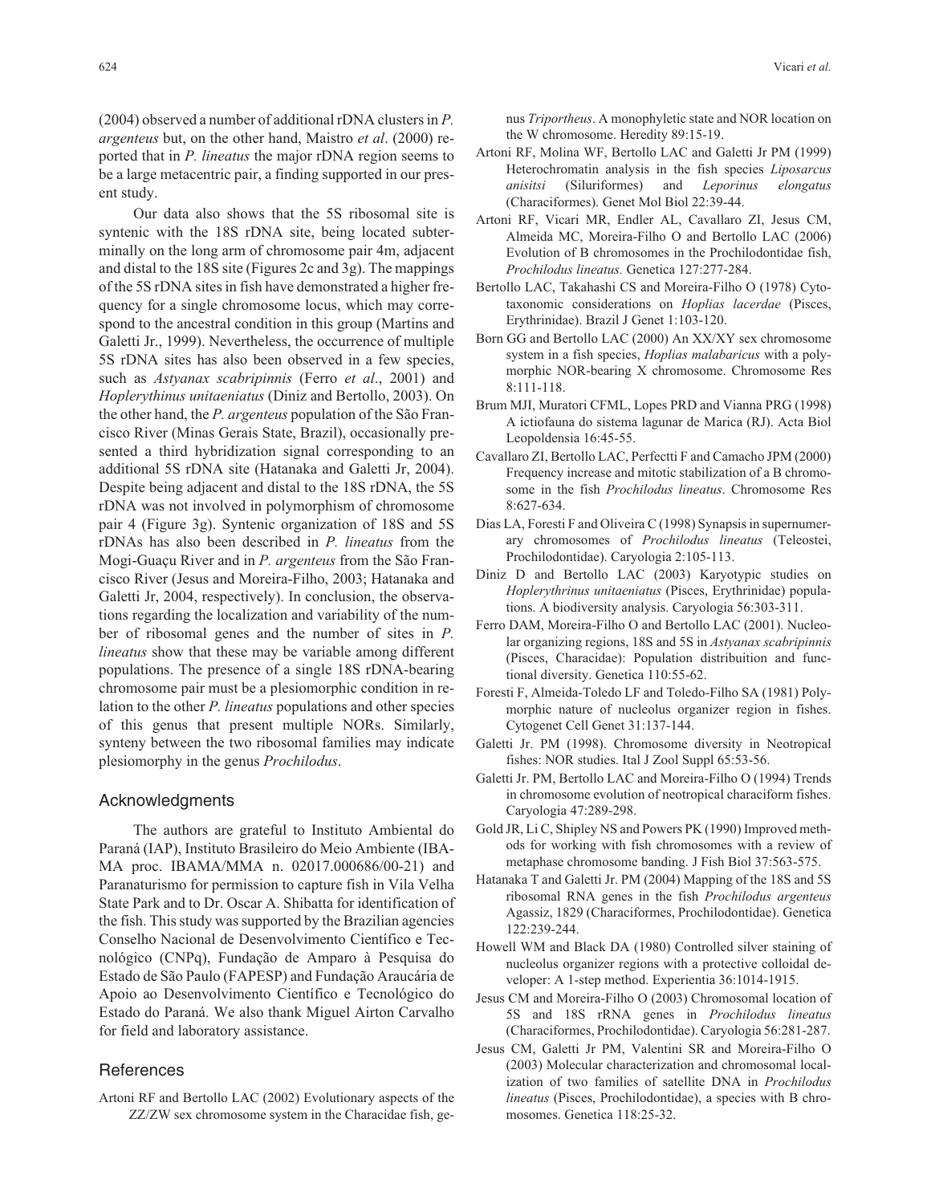(2004) observed a number of additional rDNA clusters in *P. argenteus* but, on the other hand, Maistro *et al*. (2000) reported that in *P. lineatus* the major rDNA region seems to be a large metacentric pair, a finding supported in our present study.

Our data also shows that the 5S ribosomal site is syntenic with the 18S rDNA site, being located subterminally on the long arm of chromosome pair 4m, adjacent and distal to the 18S site (Figures 2c and 3g). The mappings of the 5S rDNA sites in fish have demonstrated a higher frequency for a single chromosome locus, which may correspond to the ancestral condition in this group (Martins and Galetti Jr., 1999). Nevertheless, the occurrence of multiple 5S rDNA sites has also been observed in a few species, such as *Astyanax scabripinnis* (Ferro *et al*., 2001) and *Hoplerythinus unitaeniatus* (Diniz and Bertollo, 2003). On the other hand, the *P. argenteus* population of the São Francisco River (Minas Gerais State, Brazil), occasionally presented a third hybridization signal corresponding to an additional 5S rDNA site (Hatanaka and Galetti Jr, 2004). Despite being adjacent and distal to the 18S rDNA, the 5S rDNA was not involved in polymorphism of chromosome pair 4 (Figure 3g). Syntenic organization of 18S and 5S rDNAs has also been described in *P. lineatus* from the Mogi-Guaçu River and in *P. argenteus* from the São Francisco River (Jesus and Moreira-Filho, 2003; Hatanaka and Galetti Jr, 2004, respectively). In conclusion, the observations regarding the localization and variability of the number of ribosomal genes and the number of sites in *P. lineatus* show that these may be variable among different populations. The presence of a single 18S rDNA-bearing chromosome pair must be a plesiomorphic condition in relation to the other *P. lineatus* populations and other species of this genus that present multiple NORs. Similarly, synteny between the two ribosomal families may indicate plesiomorphy in the genus *Prochilodus*.

## Acknowledgments

The authors are grateful to Instituto Ambiental do Paraná (IAP), Instituto Brasileiro do Meio Ambiente (IBAMA proc. IBAMA/MMA n. 02017.000686/00-21) and Paranaturismo for permission to capture fish in Vila Velha State Park and to Dr. Oscar A. Shibatta for identification of the fish. This study was supported by the Brazilian agencies Conselho Nacional de Desenvolvimento Científico e Tecnológico (CNPq), Fundação de Amparo à Pesquisa do Estado de São Paulo (FAPESP) and Fundação Araucária de Apoio ao Desenvolvimento Científico e Tecnológico do Estado do Paraná. We also thank Miguel Airton Carvalho for field and laboratory assistance.

## References

Artoni RF and Bertollo LAC (2002) Evolutionary aspects of the ZZ/ZW sex chromosome system in the Characidae fish, genus *Triportheus*. A monophyletic state and NOR location on the W chromosome. Heredity 89:15-19.

Artoni RF, Molina WF, Bertollo LAC and Galetti Jr PM (1999) Heterochromatin analysis in the fish species *Liposarcus anisitsi* (Siluriformes) and *Leporinus elongatus* (Characiformes). Genet Mol Biol 22:39-44.

Artoni RF, Vicari MR, Endler AL, Cavallaro ZI, Jesus CM, Almeida MC, Moreira-Filho O and Bertollo LAC (2006) Evolution of B chromosomes in the Prochilodontidae fish, *Prochilodus lineatus*. Genetica 127:277-284.

Bertollo LAC, Takahashi CS and Moreira-Filho O (1978) Cytotaxonomic considerations on *Hoplias lacerdae* (Pisces, Erythrinidae). Brazil J Genet 1:103-120.

Born GG and Bertollo LAC (2000) An XX/XY sex chromosome system in a fish species, *Hoplias malabaricus* with a polymorphic NOR-bearing X chromosome. Chromosome Res 8:111-118.

Brum MJI, Muratori CFML, Lopes PRD and Vianna PRG (1998) A ictiofauna do sistema lagunar de Marica (RJ). Acta Biol Leopoldensia 16:45-55.

Cavallaro ZI, Bertollo LAC, Perfectti F and Camacho JPM (2000) Frequency increase and mitotic stabilization of a B chromosome in the fish *Prochilodus lineatus*. Chromosome Res 8:627-634.

Dias LA, Foresti F and Oliveira C (1998) Synapsis in supernumerary chromosomes of *Prochilodus lineatus* (Teleostei, Prochilodontidae). Caryologia 2:105-113.

Diniz D and Bertollo LAC (2003) Karyotypic studies on *Hoplerythrinus unitaeniatus* (Pisces, Erythrinidae) populations. A biodiversity analysis. Caryologia 56:303-311.

Ferro DAM, Moreira-Filho O and Bertollo LAC (2001). Nucleolar organizing regions, 18S and 5S in *Astyanax scabripinnis* (Pisces, Characidae): Population distribuition and functional diversity. Genetica 110:55-62.

Foresti F, Almeida-Toledo LF and Toledo-Filho SA (1981) Polymorphic nature of nucleolus organizer region in fishes. Cytogenet Cell Genet 31:137-144.

Galetti Jr. PM (1998). Chromosome diversity in Neotropical fishes: NOR studies. Ital J Zool Suppl 65:53-56.

Galetti Jr. PM, Bertollo LAC and Moreira-Filho O (1994) Trends in chromosome evolution of neotropical characiform fishes. Caryologia 47:289-298.

Gold JR, Li C, Shipley NS and Powers PK (1990) Improved methods for working with fish chromosomes with a review of metaphase chromosome banding. J Fish Biol 37:563-575.

Hatanaka T and Galetti Jr. PM (2004) Mapping of the 18S and 5S ribosomal RNA genes in the fish *Prochilodus argenteus* Agassiz, 1829 (Characiformes, Prochilodontidae). Genetica 122:239-244.

Howell WM and Black DA (1980) Controlled silver staining of nucleolus organizer regions with a protective colloidal developer: A 1-step method. Experientia 36:1014-1915.

Jesus CM and Moreira-Filho O (2003) Chromosomal location of 5S and 18S rRNA genes in *Prochilodus lineatus* (Characiformes, Prochilodontidae). Caryologia 56:281-287.

Jesus CM, Galetti Jr PM, Valentini SR and Moreira-Filho O (2003) Molecular characterization and chromosomal localization of two families of satellite DNA in *Prochilodus lineatus* (Pisces, Prochilodontidae), a species with B chromosomes. Genetica 118:25-32.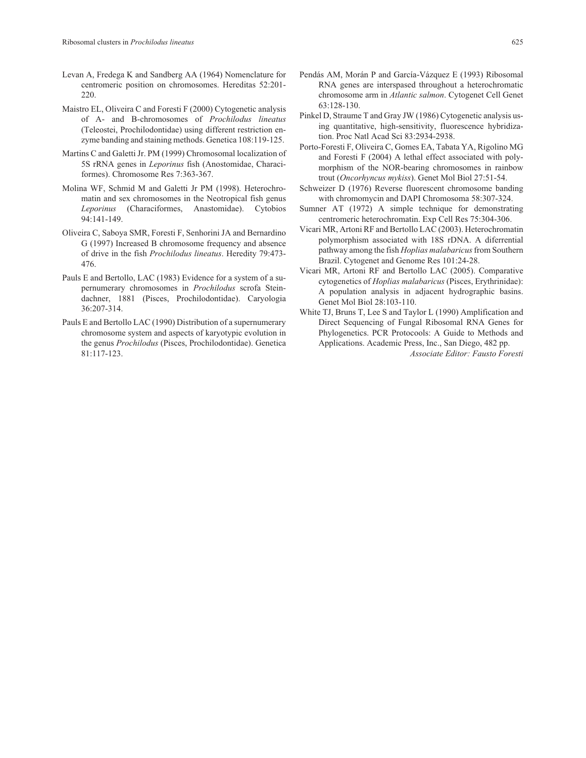Levan A, Fredega K and Sandberg AA (1964) Nomenclature for centromeric position on chromosomes. Hereditas 52:201-220.

Maistro EL, Oliveira C and Foresti F (2000) Cytogenetic analysis of A- and B-chromosomes of *Prochilodus lineatus* (Teleostei, Prochilodontidae) using different restriction enzyme banding and staining methods. Genetica 108:119-125.

Martins C and Galetti Jr. PM (1999) Chromosomal localization of 5S rRNA genes in *Leporinus* fish (Anostomidae, Characiformes). Chromosome Res 7:363-367.

Molina WF, Schmid M and Galetti Jr PM (1998). Heterochromatin and sex chromosomes in the Neotropical fish genus *Leporinus* (Characiformes, Anastomidae). Cytobios 94:141-149.

Oliveira C, Saboya SMR, Foresti F, Senhorini JA and Bernardino G (1997) Increased B chromosome frequency and absence of drive in the fish *Prochilodus lineatus*. Heredity 79:473-476.

Pauls E and Bertollo, LAC (1983) Evidence for a system of a supernumerary chromosomes in *Prochilodus* scrofa Steindachner, 1881 (Pisces, Prochilodontidae). Caryologia 36:207-314.

Pauls E and Bertollo LAC (1990) Distribution of a supernumerary chromosome system and aspects of karyotypic evolution in the genus *Prochilodus* (Pisces, Prochilodontidae). Genetica 81:117-123.

Pendás AM, Morán P and García-Vázquez E (1993) Ribosomal RNA genes are interspased throughout a heterochromatic chromosome arm in *Atlantic salmon*. Cytogenet Cell Genet 63:128-130.

Pinkel D, Straume T and Gray JW (1986) Cytogenetic analysis using quantitative, high-sensitivity, fluorescence hybridization. Proc Natl Acad Sci 83:2934-2938.

Porto-Foresti F, Oliveira C, Gomes EA, Tabata YA, Rigolino MG and Foresti F (2004) A lethal effect associated with polymorphism of the NOR-bearing chromosomes in rainbow trout (*Oncorhyncus mykiss*). Genet Mol Biol 27:51-54.

Schweizer D (1976) Reverse fluorescent chromosome banding with chromomycin and DAPI Chromosoma 58:307-324.

Sumner AT (1972) A simple technique for demonstrating centromeric heterochromatin. Exp Cell Res 75:304-306.

Vicari MR, Artoni RF and Bertollo LAC (2003). Heterochromatin polymorphism associated with 18S rDNA. A diferrential pathway among the fish *Hoplias malabaricus* from Southern Brazil. Cytogenet and Genome Res 101:24-28.

Vicari MR, Artoni RF and Bertollo LAC (2005). Comparative cytogenetics of *Hoplias malabaricus* (Pisces, Erythrinidae): A population analysis in adjacent hydrographic basins. Genet Mol Biol 28:103-110.

White TJ, Bruns T, Lee S and Taylor L (1990) Amplification and Direct Sequencing of Fungal Ribosomal RNA Genes for Phylogenetics. PCR Protocools: A Guide to Methods and Applications. Academic Press, Inc., San Diego, 482 pp.

*Associate Editor: Fausto Foresti*